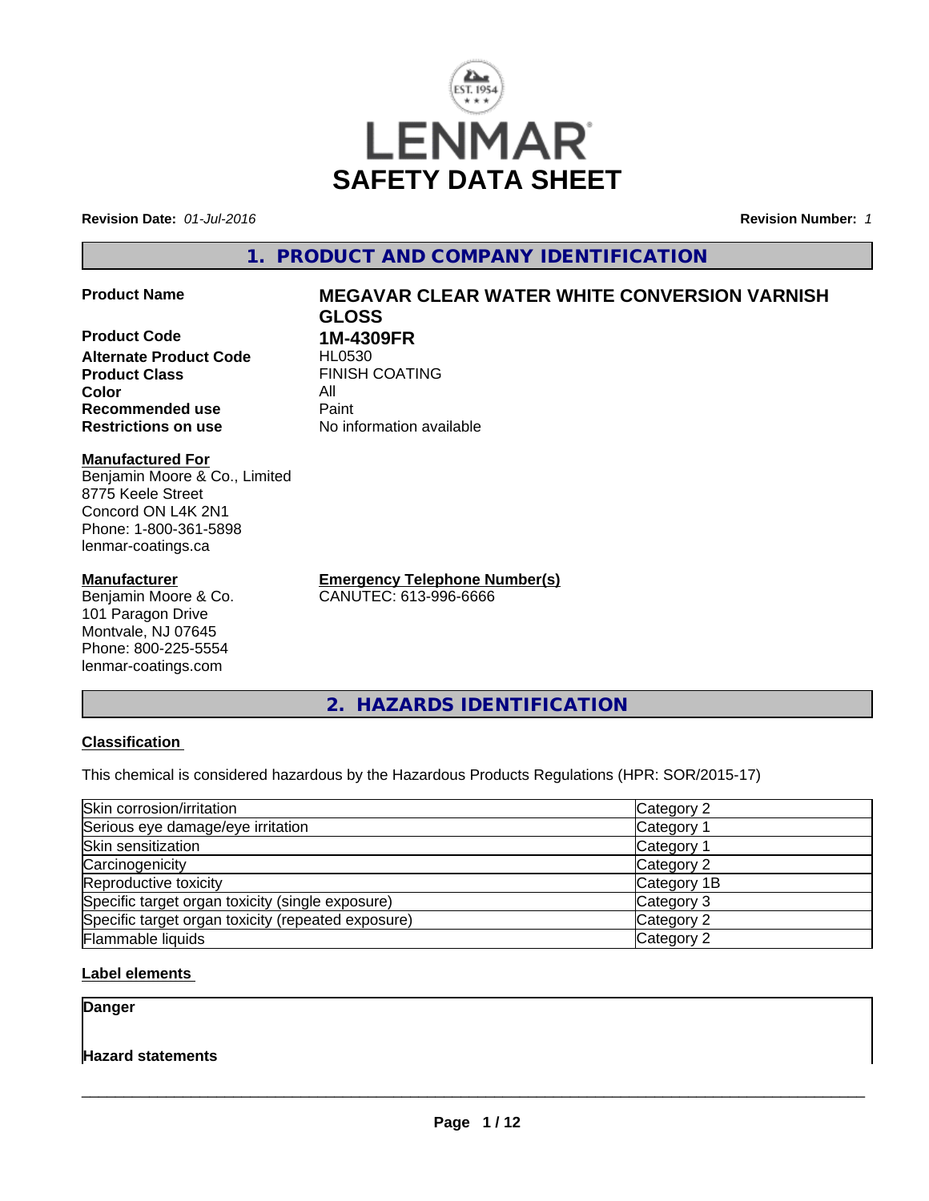LENMAR

# SAFETY DATA SHEET

**Revision Date:** *01-Jul-2016* **Revision Number:** *1*

## 1. PRODUCT AND COMPANY IDENTIFICATION

| | |
|---|---|
| **Product Name** | **MEGAVAR CLEAR WATER WHITE CONVERSION VARNISH GLOSS** |
| **Product Code** | **1M-4309FR** |
| **Alternate Product Code** | HL0530 |
| **Product Class** | FINISH COATING |
| **Color** | All |
| **Recommended use** | Paint |
| **Restrictions on use** | No information available |

**Manufactured For**
Benjamin Moore & Co., Limited
8775 Keele Street
Concord ON L4K 2N1
Phone: 1-800-361-5898
lenmar-coatings.ca

**Manufacturer**
Benjamin Moore & Co.
101 Paragon Drive
Montvale, NJ 07645
Phone: 800-225-5554
lenmar-coatings.com

**Emergency Telephone Number(s)**
CANUTEC: 613-996-6666

## 2. HAZARDS IDENTIFICATION

**Classification**

This chemical is considered hazardous by the Hazardous Products Regulations (HPR: SOR/2015-17)

| Hazard | Category |
|---|---|
| Skin corrosion/irritation | Category 2 |
| Serious eye damage/eye irritation | Category 1 |
| Skin sensitization | Category 1 |
| Carcinogenicity | Category 2 |
| Reproductive toxicity | Category 1B |
| Specific target organ toxicity (single exposure) | Category 3 |
| Specific target organ toxicity (repeated exposure) | Category 2 |
| Flammable liquids | Category 2 |

**Label elements**

**Danger**

**Hazard statements**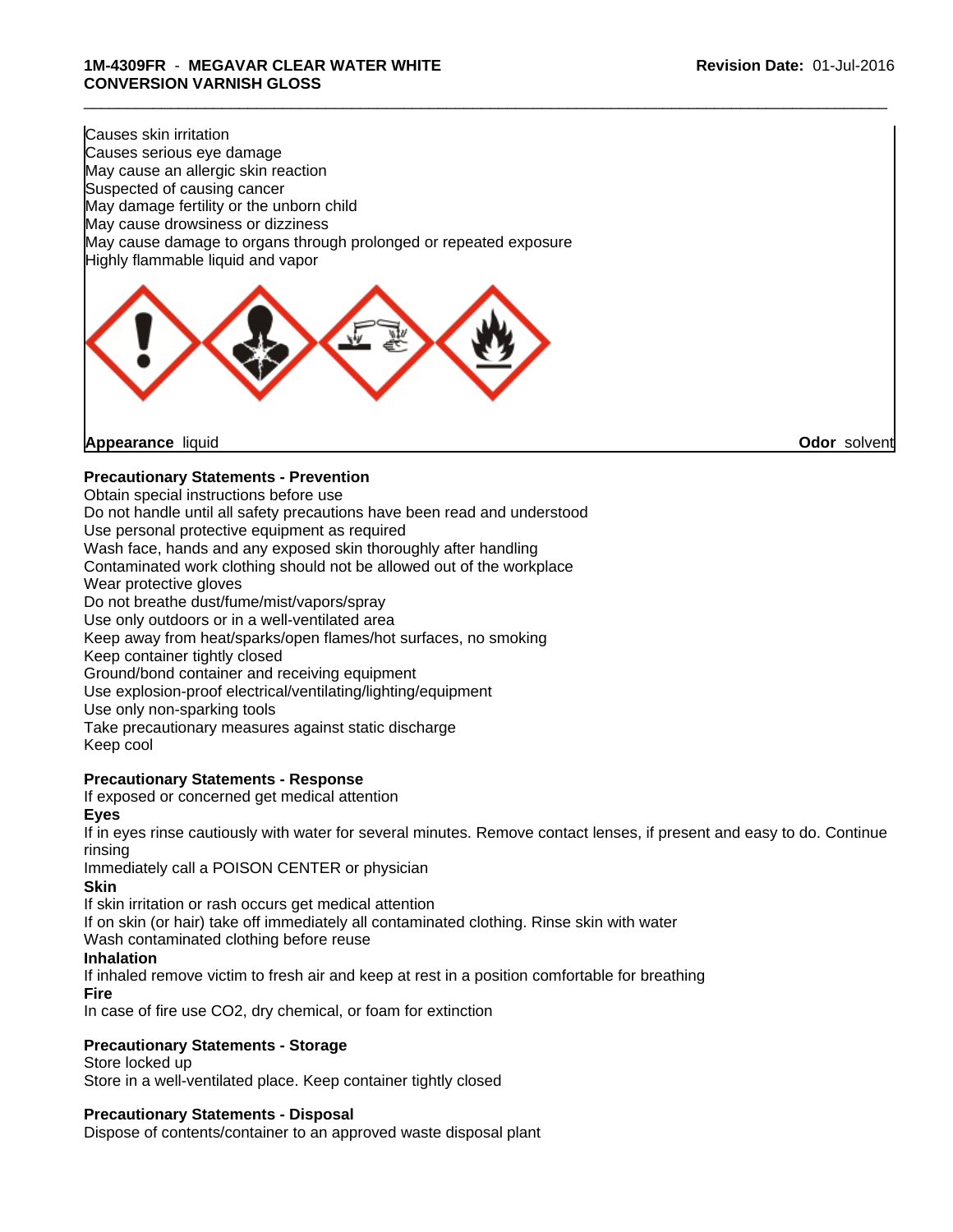Causes skin irritation
Causes serious eye damage
May cause an allergic skin reaction
Suspected of causing cancer
May damage fertility or the unborn child
May cause drowsiness or dizziness
May cause damage to organs through prolonged or repeated exposure
Highly flammable liquid and vapor

**Appearance** liquid **Odor** solvent

**Precautionary Statements - Prevention**
Obtain special instructions before use
Do not handle until all safety precautions have been read and understood
Use personal protective equipment as required
Wash face, hands and any exposed skin thoroughly after handling
Contaminated work clothing should not be allowed out of the workplace
Wear protective gloves
Do not breathe dust/fume/mist/vapors/spray
Use only outdoors or in a well-ventilated area
Keep away from heat/sparks/open flames/hot surfaces, no smoking
Keep container tightly closed
Ground/bond container and receiving equipment
Use explosion-proof electrical/ventilating/lighting/equipment
Use only non-sparking tools
Take precautionary measures against static discharge
Keep cool

**Precautionary Statements - Response**
If exposed or concerned get medical attention

**Eyes**
If in eyes rinse cautiously with water for several minutes. Remove contact lenses, if present and easy to do. Continue rinsing
Immediately call a POISON CENTER or physician

**Skin**
If skin irritation or rash occurs get medical attention
If on skin (or hair) take off immediately all contaminated clothing. Rinse skin with water
Wash contaminated clothing before reuse

**Inhalation**
If inhaled remove victim to fresh air and keep at rest in a position comfortable for breathing

**Fire**
In case of fire use $CO_2$, dry chemical, or foam for extinction

**Precautionary Statements - Storage**
Store locked up
Store in a well-ventilated place. Keep container tightly closed

**Precautionary Statements - Disposal**
Dispose of contents/container to an approved waste disposal plant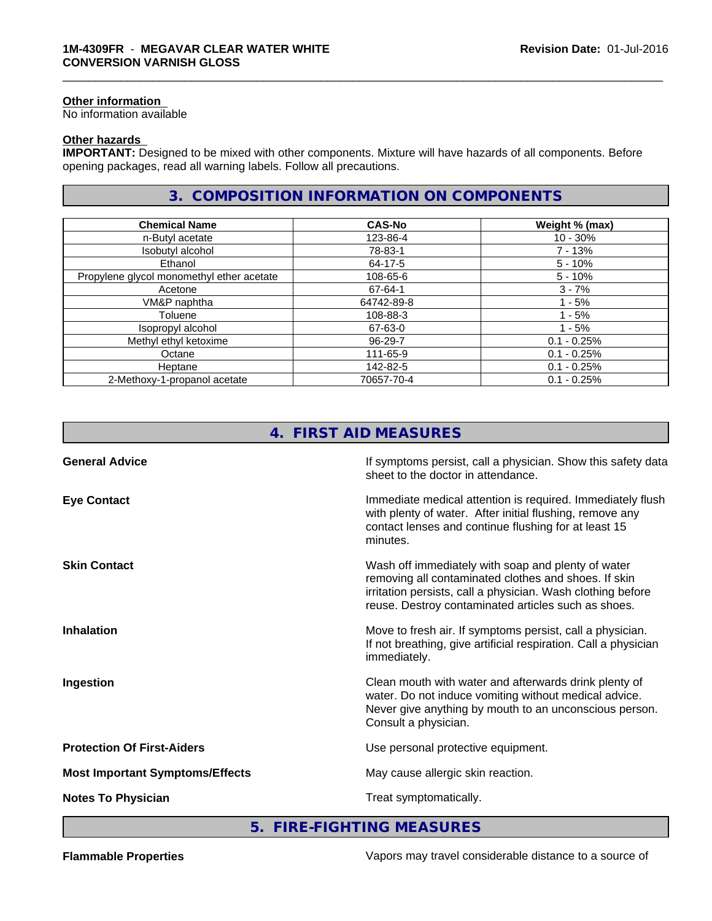### Other information

No information available

### Other hazards

**IMPORTANT:** Designed to be mixed with other components. Mixture will have hazards of all components. Before opening packages, read all warning labels. Follow all precautions.

## 3. COMPOSITION INFORMATION ON COMPONENTS

| Chemical Name | CAS-No | Weight % (max) |
|---|---|---|
| n-Butyl acetate | 123-86-4 | 10 - 30% |
| Isobutyl alcohol | 78-83-1 | 7 - 13% |
| Ethanol | 64-17-5 | 5 - 10% |
| Propylene glycol monomethyl ether acetate | 108-65-6 | 5 - 10% |
| Acetone | 67-64-1 | 3 - 7% |
| VM&P naphtha | 64742-89-8 | 1 - 5% |
| Toluene | 108-88-3 | 1 - 5% |
| Isopropyl alcohol | 67-63-0 | 1 - 5% |
| Methyl ethyl ketoxime | 96-29-7 | 0.1 - 0.25% |
| Octane | 111-65-9 | 0.1 - 0.25% |
| Heptane | 142-82-5 | 0.1 - 0.25% |
| 2-Methoxy-1-propanol acetate | 70657-70-4 | 0.1 - 0.25% |

## 4. FIRST AID MEASURES

**General Advice**
If symptoms persist, call a physician. Show this safety data sheet to the doctor in attendance.

**Eye Contact**
Immediate medical attention is required. Immediately flush with plenty of water. After initial flushing, remove any contact lenses and continue flushing for at least 15 minutes.

**Skin Contact**
Wash off immediately with soap and plenty of water removing all contaminated clothes and shoes. If skin irritation persists, call a physician. Wash clothing before reuse. Destroy contaminated articles such as shoes.

**Inhalation**
Move to fresh air. If symptoms persist, call a physician. If not breathing, give artificial respiration. Call a physician immediately.

**Ingestion**
Clean mouth with water and afterwards drink plenty of water. Do not induce vomiting without medical advice. Never give anything by mouth to an unconscious person. Consult a physician.

**Protection Of First-Aiders**
Use personal protective equipment.

**Most Important Symptoms/Effects**
May cause allergic skin reaction.

**Notes To Physician**
Treat symptomatically.

## 5. FIRE-FIGHTING MEASURES

**Flammable Properties**
Vapors may travel considerable distance to a source of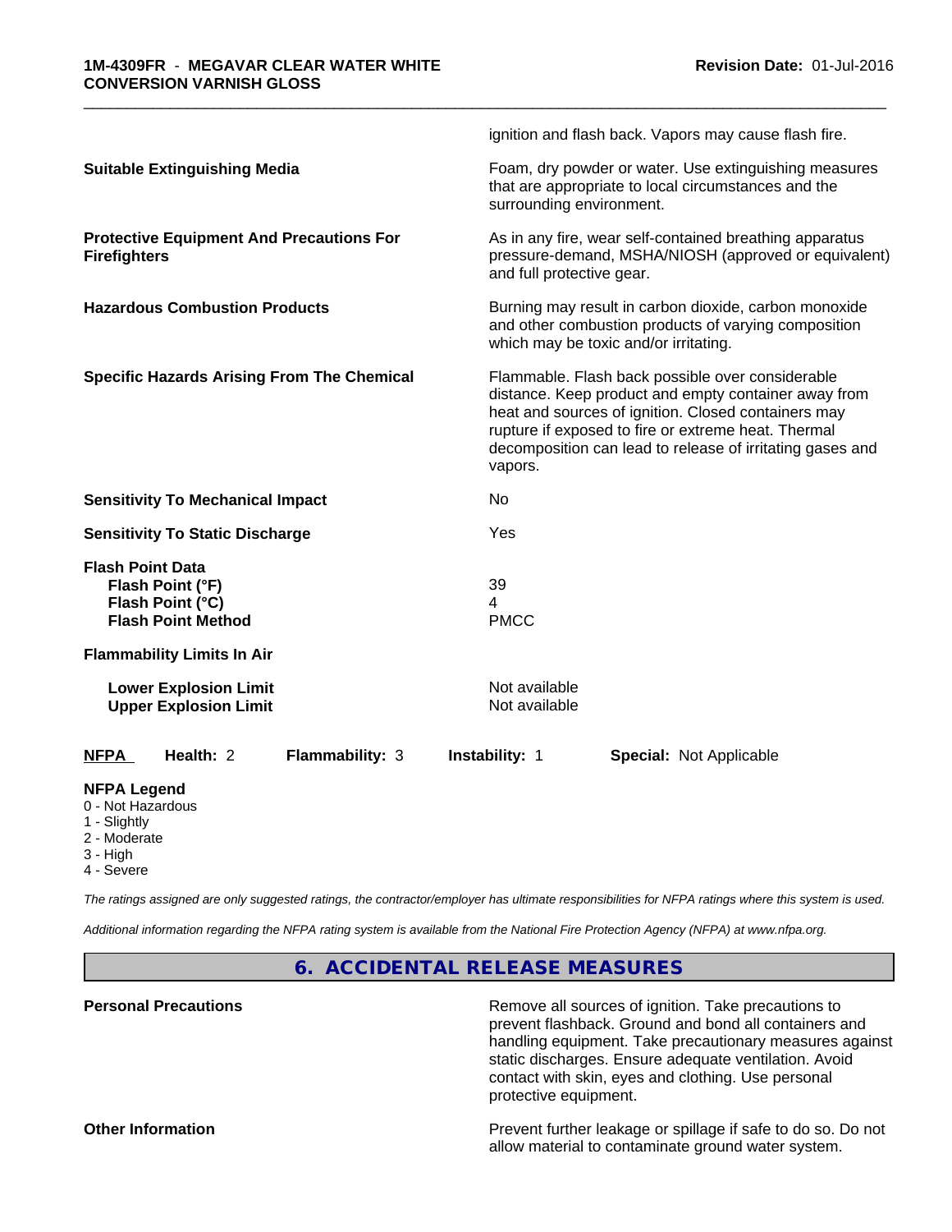ignition and flash back. Vapors may cause flash fire.

| | |
|---|---|
| **Suitable Extinguishing Media** | Foam, dry powder or water. Use extinguishing measures that are appropriate to local circumstances and the surrounding environment. |
| **Protective Equipment And Precautions For Firefighters** | As in any fire, wear self-contained breathing apparatus pressure-demand, MSHA/NIOSH (approved or equivalent) and full protective gear. |
| **Hazardous Combustion Products** | Burning may result in carbon dioxide, carbon monoxide and other combustion products of varying composition which may be toxic and/or irritating. |
| **Specific Hazards Arising From The Chemical** | Flammable. Flash back possible over considerable distance. Keep product and empty container away from heat and sources of ignition. Closed containers may rupture if exposed to fire or extreme heat. Thermal decomposition can lead to release of irritating gases and vapors. |
| **Sensitivity To Mechanical Impact** | No |
| **Sensitivity To Static Discharge** | Yes |
| **Flash Point Data** | |
| **Flash Point (°F)** | 39 |
| **Flash Point (°C)** | 4 |
| **Flash Point Method** | PMCC |
| **Flammability Limits In Air** | |
| **Lower Explosion Limit** | Not available |
| **Upper Explosion Limit** | Not available |

**NFPA** **Health:** 2 **Flammability:** 3 **Instability:** 1 **Special:** Not Applicable

**NFPA Legend**
- 0 - Not Hazardous
- 1 - Slightly
- 2 - Moderate
- 3 - High
- 4 - Severe

*The ratings assigned are only suggested ratings, the contractor/employer has ultimate responsibilities for NFPA ratings where this system is used.*

*Additional information regarding the NFPA rating system is available from the National Fire Protection Agency (NFPA) at www.nfpa.org.*

## 6. ACCIDENTAL RELEASE MEASURES

| | |
|---|---|
| **Personal Precautions** | Remove all sources of ignition. Take precautions to prevent flashback. Ground and bond all containers and handling equipment. Take precautionary measures against static discharges. Ensure adequate ventilation. Avoid contact with skin, eyes and clothing. Use personal protective equipment. |
| **Other Information** | Prevent further leakage or spillage if safe to do so. Do not allow material to contaminate ground water system. |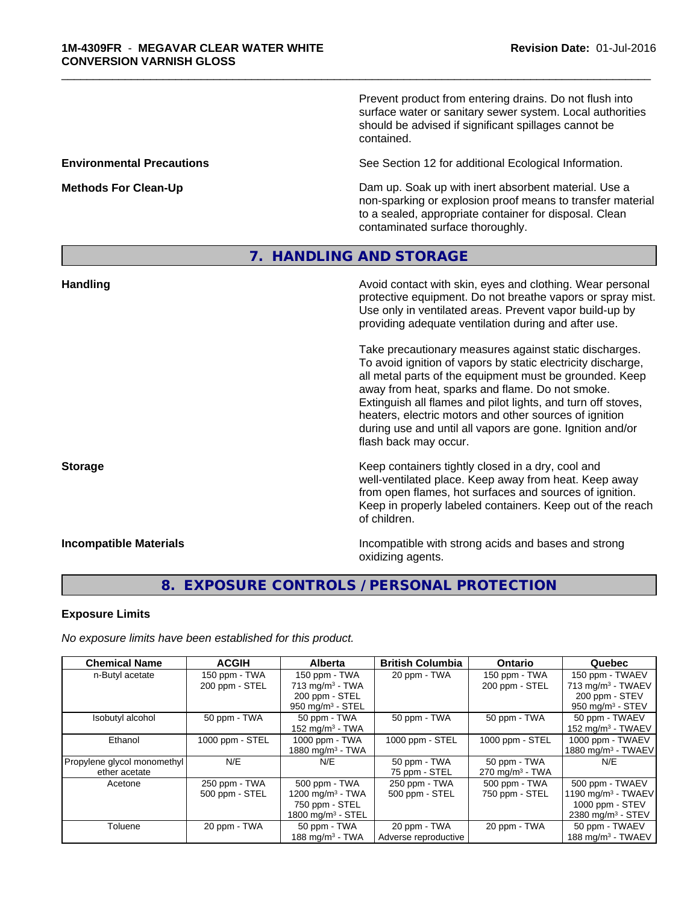Prevent product from entering drains. Do not flush into surface water or sanitary sewer system. Local authorities should be advised if significant spillages cannot be contained.

**Environmental Precautions**

See Section 12 for additional Ecological Information.

**Methods For Clean-Up**

Dam up. Soak up with inert absorbent material. Use a non-sparking or explosion proof means to transfer material to a sealed, appropriate container for disposal. Clean contaminated surface thoroughly.

## 7. HANDLING AND STORAGE

**Handling**

Avoid contact with skin, eyes and clothing. Wear personal protective equipment. Do not breathe vapors or spray mist. Use only in ventilated areas. Prevent vapor build-up by providing adequate ventilation during and after use.

Take precautionary measures against static discharges. To avoid ignition of vapors by static electricity discharge, all metal parts of the equipment must be grounded. Keep away from heat, sparks and flame. Do not smoke. Extinguish all flames and pilot lights, and turn off stoves, heaters, electric motors and other sources of ignition during use and until all vapors are gone. Ignition and/or flash back may occur.

**Storage**

Keep containers tightly closed in a dry, cool and well-ventilated place. Keep away from heat. Keep away from open flames, hot surfaces and sources of ignition. Keep in properly labeled containers. Keep out of the reach of children.

**Incompatible Materials**

Incompatible with strong acids and bases and strong oxidizing agents.

## 8. EXPOSURE CONTROLS / PERSONAL PROTECTION

### Exposure Limits

*No exposure limits have been established for this product.*

| Chemical Name | ACGIH | Alberta | British Columbia | Ontario | Quebec |
|---|---|---|---|---|---|
| n-Butyl acetate | 150 ppm - TWA<br>200 ppm - STEL | 150 ppm - TWA<br>713 mg/m³ - TWA<br>200 ppm - STEL<br>950 mg/m³ - STEL | 20 ppm - TWA | 150 ppm - TWA<br>200 ppm - STEL | 150 ppm - TWAEV<br>713 mg/m³ - TWAEV<br>200 ppm - STEV<br>950 mg/m³ - STEV |
| Isobutyl alcohol | 50 ppm - TWA | 50 ppm - TWA<br>152 mg/m³ - TWA | 50 ppm - TWA | 50 ppm - TWA | 50 ppm - TWAEV<br>152 mg/m³ - TWAEV |
| Ethanol | 1000 ppm - STEL | 1000 ppm - TWA<br>1880 mg/m³ - TWA | 1000 ppm - STEL | 1000 ppm - STEL | 1000 ppm - TWAEV<br>1880 mg/m³ - TWAEV |
| Propylene glycol monomethyl ether acetate | N/E | N/E | 50 ppm - TWA<br>75 ppm - STEL | 50 ppm - TWA<br>270 mg/m³ - TWA | N/E |
| Acetone | 250 ppm - TWA<br>500 ppm - STEL | 500 ppm - TWA<br>1200 mg/m³ - TWA<br>750 ppm - STEL<br>1800 mg/m³ - STEL | 250 ppm - TWA<br>500 ppm - STEL | 500 ppm - TWA<br>750 ppm - STEL | 500 ppm - TWAEV<br>1190 mg/m³ - TWAEV<br>1000 ppm - STEV<br>2380 mg/m³ - STEV |
| Toluene | 20 ppm - TWA | 50 ppm - TWA<br>188 mg/m³ - TWA | 20 ppm - TWA<br>Adverse reproductive | 20 ppm - TWA | 50 ppm - TWAEV<br>188 mg/m³ - TWAEV |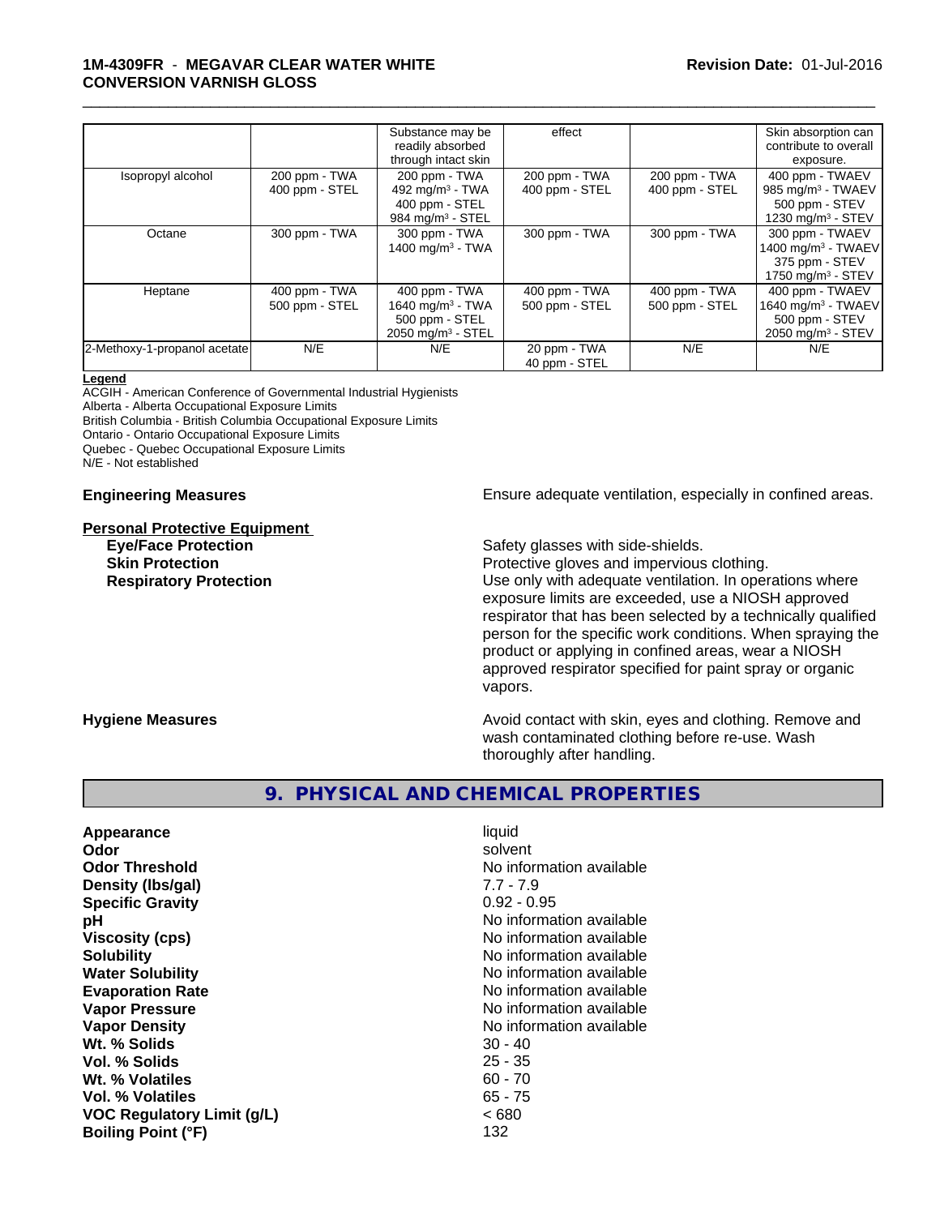|  |  | Substance may be readily absorbed through intact skin | effect |  | Skin absorption can contribute to overall exposure. |
| --- | --- | --- | --- | --- | --- |
| Isopropyl alcohol | 200 ppm - TWA<br>400 ppm - STEL | 200 ppm - TWA<br>492 mg/m³ - TWA<br>400 ppm - STEL<br>984 mg/m³ - STEL | 200 ppm - TWA<br>400 ppm - STEL | 200 ppm - TWA<br>400 ppm - STEL | 400 ppm - TWAEV<br>985 mg/m³ - TWAEV<br>500 ppm - STEV<br>1230 mg/m³ - STEV |
| Octane | 300 ppm - TWA | 300 ppm - TWA<br>1400 mg/m³ - TWA | 300 ppm - TWA | 300 ppm - TWA | 300 ppm - TWAEV<br>1400 mg/m³ - TWAEV<br>375 ppm - STEV<br>1750 mg/m³ - STEV |
| Heptane | 400 ppm - TWA<br>500 ppm - STEL | 400 ppm - TWA<br>1640 mg/m³ - TWA<br>500 ppm - STEL<br>2050 mg/m³ - STEL | 400 ppm - TWA<br>500 ppm - STEL | 400 ppm - TWA<br>500 ppm - STEL | 400 ppm - TWAEV<br>1640 mg/m³ - TWAEV<br>500 ppm - STEV<br>2050 mg/m³ - STEV |
| 2-Methoxy-1-propanol acetate | N/E | N/E | 20 ppm - TWA<br>40 ppm - STEL | N/E | N/E |

**Legend**

ACGIH - American Conference of Governmental Industrial Hygienists
Alberta - Alberta Occupational Exposure Limits
British Columbia - British Columbia Occupational Exposure Limits
Ontario - Ontario Occupational Exposure Limits
Quebec - Quebec Occupational Exposure Limits
N/E - Not established

**Engineering Measures** Ensure adequate ventilation, especially in confined areas.

**Personal Protective Equipment**

**Eye/Face Protection** Safety glasses with side-shields.

**Skin Protection** Protective gloves and impervious clothing.

**Respiratory Protection** Use only with adequate ventilation. In operations where exposure limits are exceeded, use a NIOSH approved respirator that has been selected by a technically qualified person for the specific work conditions. When spraying the product or applying in confined areas, wear a NIOSH approved respirator specified for paint spray or organic vapors.

**Hygiene Measures** Avoid contact with skin, eyes and clothing. Remove and wash contaminated clothing before re-use. Wash thoroughly after handling.

## 9. PHYSICAL AND CHEMICAL PROPERTIES

| | |
| --- | --- |
| **Appearance** | liquid |
| **Odor** | solvent |
| **Odor Threshold** | No information available |
| **Density (lbs/gal)** | 7.7 - 7.9 |
| **Specific Gravity** | 0.92 - 0.95 |
| **pH** | No information available |
| **Viscosity (cps)** | No information available |
| **Solubility** | No information available |
| **Water Solubility** | No information available |
| **Evaporation Rate** | No information available |
| **Vapor Pressure** | No information available |
| **Vapor Density** | No information available |
| **Wt. % Solids** | 30 - 40 |
| **Vol. % Solids** | 25 - 35 |
| **Wt. % Volatiles** | 60 - 70 |
| **Vol. % Volatiles** | 65 - 75 |
| **VOC Regulatory Limit (g/L)** | < 680 |
| **Boiling Point (°F)** | 132 |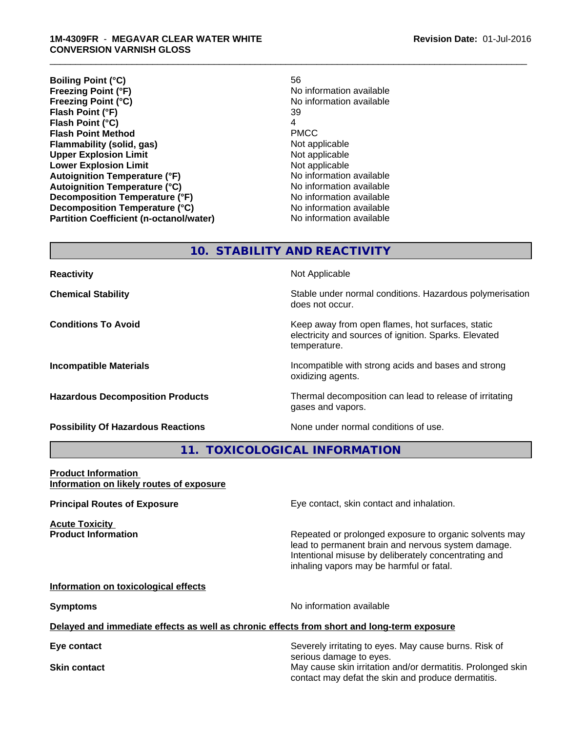| | |
|---|---|
| **Boiling Point (°C)** | 56 |
| **Freezing Point (°F)** | No information available |
| **Freezing Point (°C)** | No information available |
| **Flash Point (°F)** | 39 |
| **Flash Point (°C)** | 4 |
| **Flash Point Method** | PMCC |
| **Flammability (solid, gas)** | Not applicable |
| **Upper Explosion Limit** | Not applicable |
| **Lower Explosion Limit** | Not applicable |
| **Autoignition Temperature (°F)** | No information available |
| **Autoignition Temperature (°C)** | No information available |
| **Decomposition Temperature (°F)** | No information available |
| **Decomposition Temperature (°C)** | No information available |
| **Partition Coefficient (n-octanol/water)** | No information available |

## 10. STABILITY AND REACTIVITY

| | |
|---|---|
| **Reactivity** | Not Applicable |
| **Chemical Stability** | Stable under normal conditions. Hazardous polymerisation does not occur. |
| **Conditions To Avoid** | Keep away from open flames, hot surfaces, static electricity and sources of ignition. Sparks. Elevated temperature. |
| **Incompatible Materials** | Incompatible with strong acids and bases and strong oxidizing agents. |
| **Hazardous Decomposition Products** | Thermal decomposition can lead to release of irritating gases and vapors. |
| **Possibility Of Hazardous Reactions** | None under normal conditions of use. |

## 11. TOXICOLOGICAL INFORMATION

**Product Information**
**Information on likely routes of exposure**

**Principal Routes of Exposure** — Eye contact, skin contact and inhalation.

**Acute Toxicity**
**Product Information** — Repeated or prolonged exposure to organic solvents may lead to permanent brain and nervous system damage. Intentional misuse by deliberately concentrating and inhaling vapors may be harmful or fatal.

**Information on toxicological effects**

**Symptoms** — No information available

**Delayed and immediate effects as well as chronic effects from short and long-term exposure**

**Eye contact** — Severely irritating to eyes. May cause burns. Risk of serious damage to eyes.

**Skin contact** — May cause skin irritation and/or dermatitis. Prolonged skin contact may defat the skin and produce dermatitis.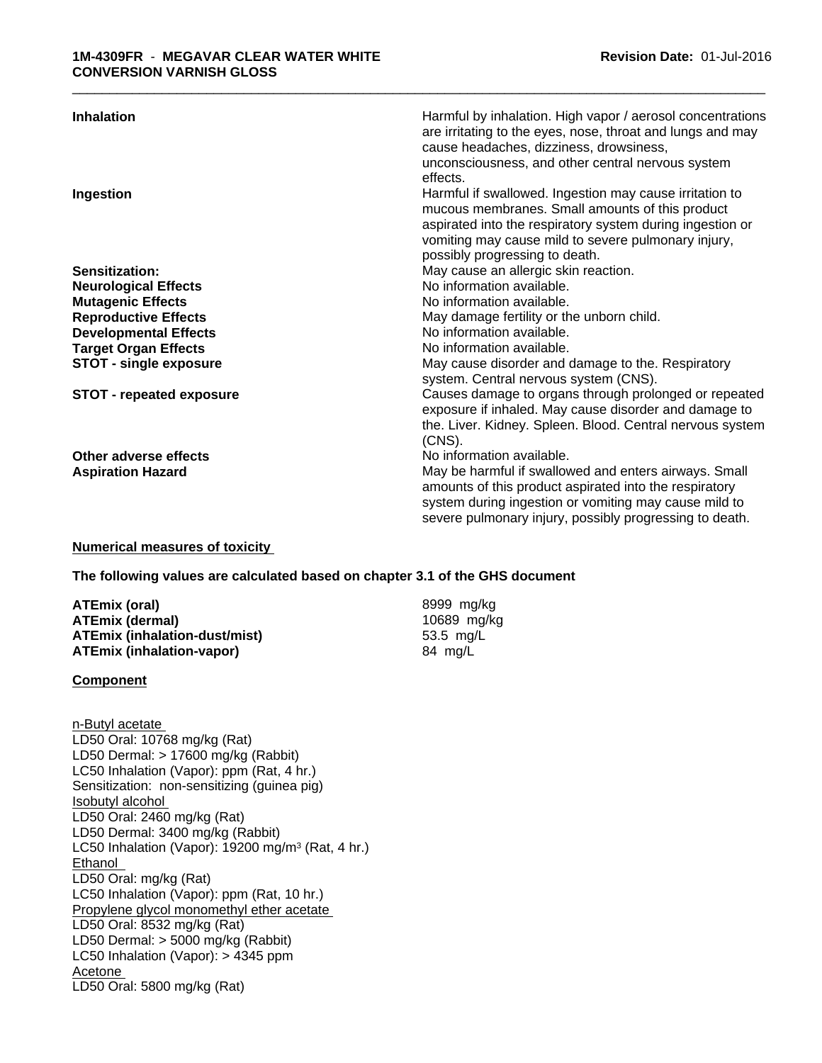| | |
|---|---|
| **Inhalation** | Harmful by inhalation. High vapor / aerosol concentrations are irritating to the eyes, nose, throat and lungs and may cause headaches, dizziness, drowsiness, unconsciousness, and other central nervous system effects. |
| **Ingestion** | Harmful if swallowed. Ingestion may cause irritation to mucous membranes. Small amounts of this product aspirated into the respiratory system during ingestion or vomiting may cause mild to severe pulmonary injury, possibly progressing to death. |
| **Sensitization:** | May cause an allergic skin reaction. |
| **Neurological Effects** | No information available. |
| **Mutagenic Effects** | No information available. |
| **Reproductive Effects** | May damage fertility or the unborn child. |
| **Developmental Effects** | No information available. |
| **Target Organ Effects** | No information available. |
| **STOT - single exposure** | May cause disorder and damage to the. Respiratory system. Central nervous system (CNS). |
| **STOT - repeated exposure** | Causes damage to organs through prolonged or repeated exposure if inhaled. May cause disorder and damage to the. Liver. Kidney. Spleen. Blood. Central nervous system (CNS). |
| **Other adverse effects** | No information available. |
| **Aspiration Hazard** | May be harmful if swallowed and enters airways. Small amounts of this product aspirated into the respiratory system during ingestion or vomiting may cause mild to severe pulmonary injury, possibly progressing to death. |

**Numerical measures of toxicity**

**The following values are calculated based on chapter 3.1 of the GHS document**

| | |
|---|---|
| **ATEmix (oral)** | 8999 mg/kg |
| **ATEmix (dermal)** | 10689 mg/kg |
| **ATEmix (inhalation-dust/mist)** | 53.5 mg/L |
| **ATEmix (inhalation-vapor)** | 84 mg/L |

**Component**

n-Butyl acetate
LD50 Oral: 10768 mg/kg (Rat)
LD50 Dermal: > 17600 mg/kg (Rabbit)
LC50 Inhalation (Vapor): ppm (Rat, 4 hr.)
Sensitization: non-sensitizing (guinea pig)
Isobutyl alcohol
LD50 Oral: 2460 mg/kg (Rat)
LD50 Dermal: 3400 mg/kg (Rabbit)
LC50 Inhalation (Vapor): 19200 mg/m³ (Rat, 4 hr.)
Ethanol
LD50 Oral: mg/kg (Rat)
LC50 Inhalation (Vapor): ppm (Rat, 10 hr.)
Propylene glycol monomethyl ether acetate
LD50 Oral: 8532 mg/kg (Rat)
LD50 Dermal: > 5000 mg/kg (Rabbit)
LC50 Inhalation (Vapor): > 4345 ppm
Acetone
LD50 Oral: 5800 mg/kg (Rat)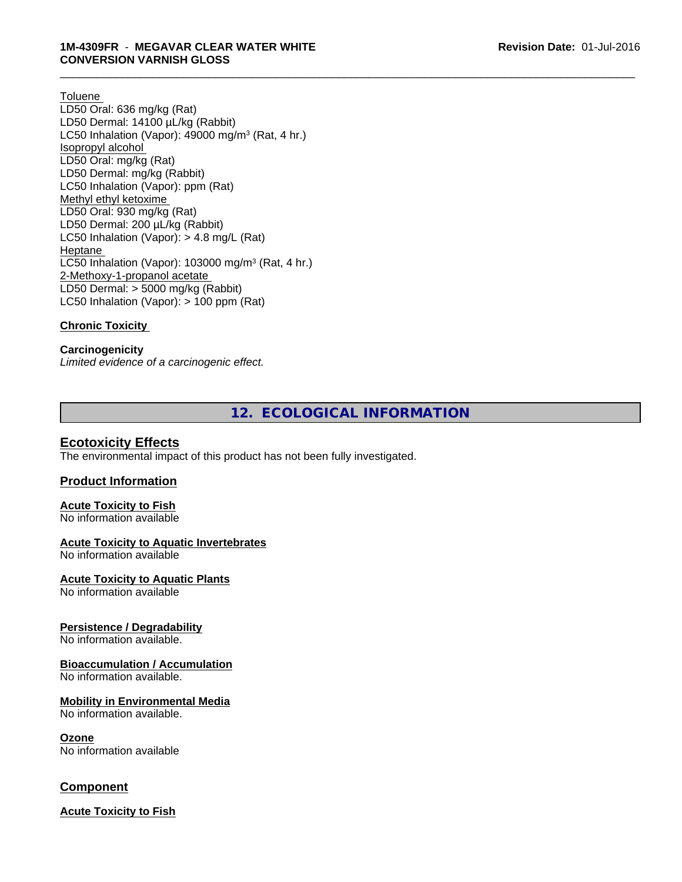Toluene
LD50 Oral: 636 mg/kg (Rat)
LD50 Dermal: 14100 µL/kg (Rabbit)
LC50 Inhalation (Vapor): 49000 mg/m³ (Rat, 4 hr.)
Isopropyl alcohol
LD50 Oral: mg/kg (Rat)
LD50 Dermal: mg/kg (Rabbit)
LC50 Inhalation (Vapor): ppm (Rat)
Methyl ethyl ketoxime
LD50 Oral: 930 mg/kg (Rat)
LD50 Dermal: 200 µL/kg (Rabbit)
LC50 Inhalation (Vapor): > 4.8 mg/L (Rat)
Heptane
LC50 Inhalation (Vapor): 103000 mg/m³ (Rat, 4 hr.)
2-Methoxy-1-propanol acetate
LD50 Dermal: > 5000 mg/kg (Rabbit)
LC50 Inhalation (Vapor): > 100 ppm (Rat)

**Chronic Toxicity**

**Carcinogenicity**
*Limited evidence of a carcinogenic effect.*

## 12. ECOLOGICAL INFORMATION

### Ecotoxicity Effects

The environmental impact of this product has not been fully investigated.

### Product Information

**Acute Toxicity to Fish**
No information available

**Acute Toxicity to Aquatic Invertebrates**
No information available

**Acute Toxicity to Aquatic Plants**
No information available

**Persistence / Degradability**
No information available.

**Bioaccumulation / Accumulation**
No information available.

**Mobility in Environmental Media**
No information available.

**Ozone**
No information available

### Component

**Acute Toxicity to Fish**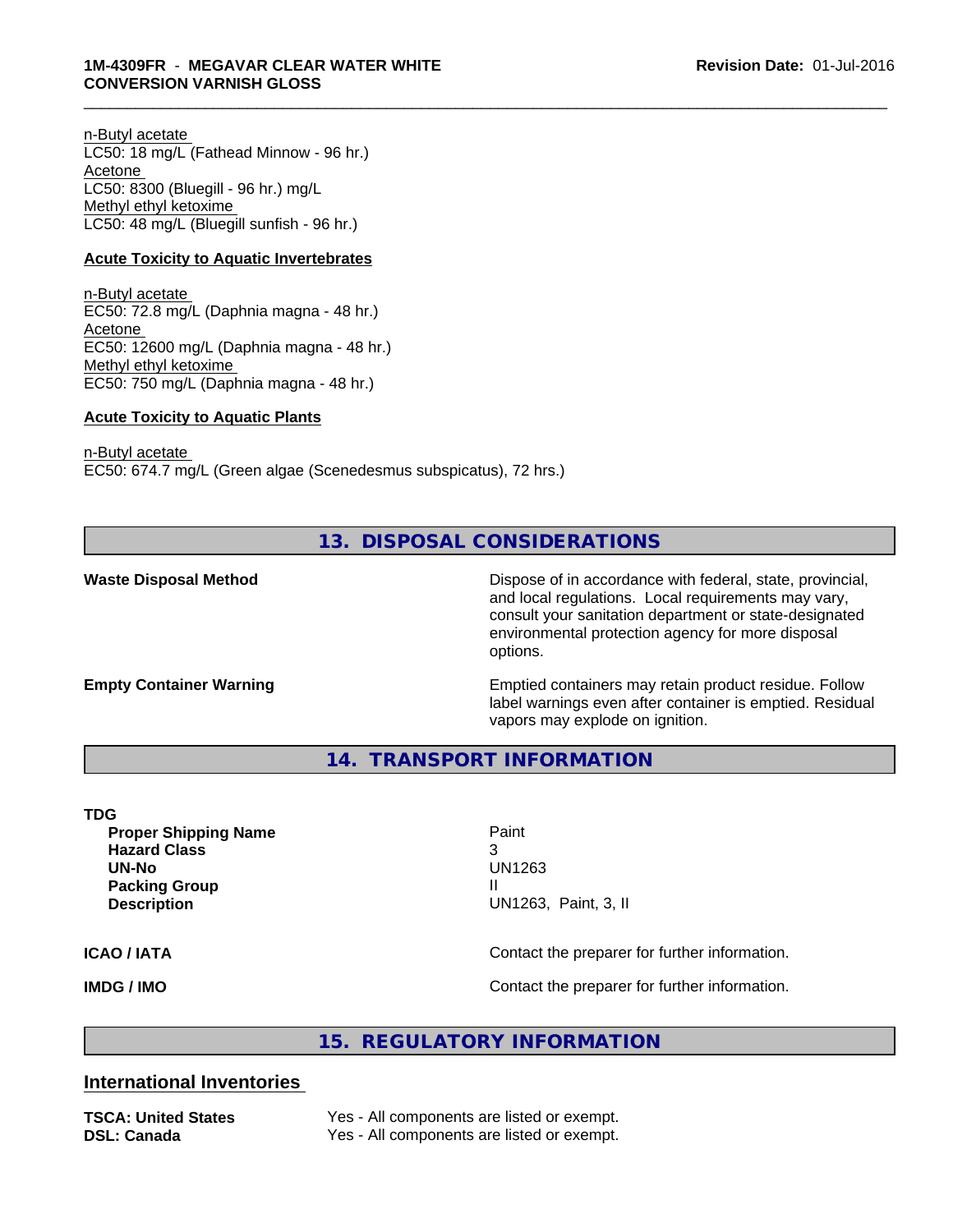n-Butyl acetate
LC50: 18 mg/L (Fathead Minnow - 96 hr.)
Acetone
LC50: 8300 (Bluegill - 96 hr.) mg/L
Methyl ethyl ketoxime
LC50: 48 mg/L (Bluegill sunfish - 96 hr.)

**Acute Toxicity to Aquatic Invertebrates**

n-Butyl acetate
EC50: 72.8 mg/L (Daphnia magna - 48 hr.)
Acetone
EC50: 12600 mg/L (Daphnia magna - 48 hr.)
Methyl ethyl ketoxime
EC50: 750 mg/L (Daphnia magna - 48 hr.)

**Acute Toxicity to Aquatic Plants**

n-Butyl acetate
EC50: 674.7 mg/L (Green algae (Scenedesmus subspicatus), 72 hrs.)

## 13. DISPOSAL CONSIDERATIONS

**Waste Disposal Method** Dispose of in accordance with federal, state, provincial, and local regulations. Local requirements may vary, consult your sanitation department or state-designated environmental protection agency for more disposal options.

**Empty Container Warning** Emptied containers may retain product residue. Follow label warnings even after container is emptied. Residual vapors may explode on ignition.

## 14. TRANSPORT INFORMATION

**TDG**

| | |
|---|---|
| **Proper Shipping Name** | Paint |
| **Hazard Class** | 3 |
| **UN-No** | UN1263 |
| **Packing Group** | II |
| **Description** | UN1263, Paint, 3, II |

**ICAO / IATA** Contact the preparer for further information.

**IMDG / IMO** Contact the preparer for further information.

## 15. REGULATORY INFORMATION

### International Inventories

| | |
|---|---|
| **TSCA: United States** | Yes - All components are listed or exempt. |
| **DSL: Canada** | Yes - All components are listed or exempt. |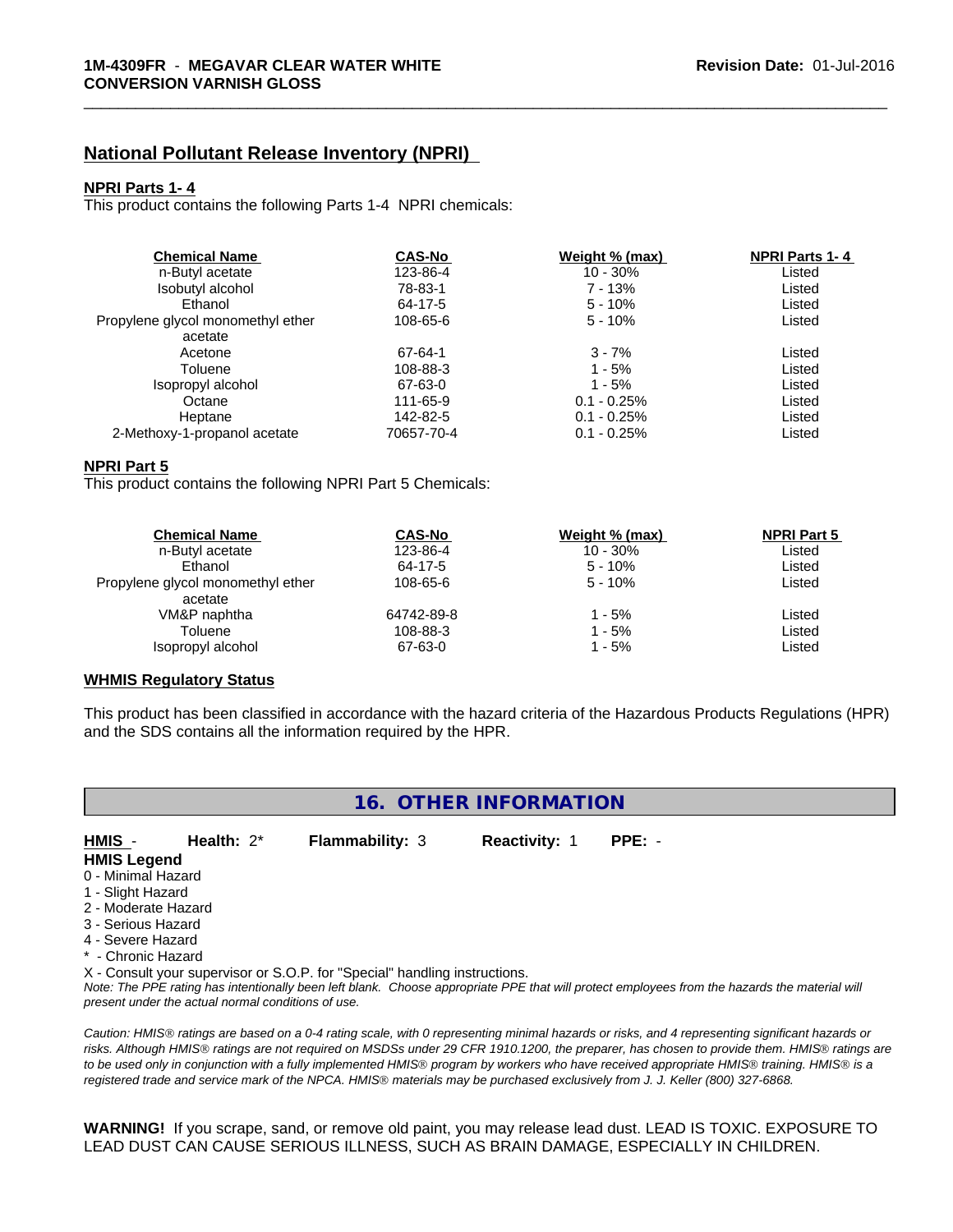## National Pollutant Release Inventory (NPRI)

### NPRI Parts 1- 4

This product contains the following Parts 1-4 NPRI chemicals:

| Chemical Name | CAS-No | Weight % (max) | NPRI Parts 1- 4 |
|---|---|---|---|
| n-Butyl acetate | 123-86-4 | 10 - 30% | Listed |
| Isobutyl alcohol | 78-83-1 | 7 - 13% | Listed |
| Ethanol | 64-17-5 | 5 - 10% | Listed |
| Propylene glycol monomethyl ether acetate | 108-65-6 | 5 - 10% | Listed |
| Acetone | 67-64-1 | 3 - 7% | Listed |
| Toluene | 108-88-3 | 1 - 5% | Listed |
| Isopropyl alcohol | 67-63-0 | 1 - 5% | Listed |
| Octane | 111-65-9 | 0.1 - 0.25% | Listed |
| Heptane | 142-82-5 | 0.1 - 0.25% | Listed |
| 2-Methoxy-1-propanol acetate | 70657-70-4 | 0.1 - 0.25% | Listed |

### NPRI Part 5

This product contains the following NPRI Part 5 Chemicals:

| Chemical Name | CAS-No | Weight % (max) | NPRI Part 5 |
|---|---|---|---|
| n-Butyl acetate | 123-86-4 | 10 - 30% | Listed |
| Ethanol | 64-17-5 | 5 - 10% | Listed |
| Propylene glycol monomethyl ether acetate | 108-65-6 | 5 - 10% | Listed |
| VM&P naphtha | 64742-89-8 | 1 - 5% | Listed |
| Toluene | 108-88-3 | 1 - 5% | Listed |
| Isopropyl alcohol | 67-63-0 | 1 - 5% | Listed |

### WHMIS Regulatory Status

This product has been classified in accordance with the hazard criteria of the Hazardous Products Regulations (HPR) and the SDS contains all the information required by the HPR.

## 16. OTHER INFORMATION

**HMIS** - **Health:** 2* **Flammability:** 3 **Reactivity:** 1 **PPE:** -

**HMIS Legend**

0 - Minimal Hazard
1 - Slight Hazard
2 - Moderate Hazard
3 - Serious Hazard
4 - Severe Hazard
* - Chronic Hazard
X - Consult your supervisor or S.O.P. for "Special" handling instructions.

*Note: The PPE rating has intentionally been left blank. Choose appropriate PPE that will protect employees from the hazards the material will present under the actual normal conditions of use.*

*Caution: HMIS® ratings are based on a 0-4 rating scale, with 0 representing minimal hazards or risks, and 4 representing significant hazards or risks. Although HMIS® ratings are not required on MSDSs under 29 CFR 1910.1200, the preparer, has chosen to provide them. HMIS® ratings are to be used only in conjunction with a fully implemented HMIS® program by workers who have received appropriate HMIS® training. HMIS® is a registered trade and service mark of the NPCA. HMIS® materials may be purchased exclusively from J. J. Keller (800) 327-6868.*

**WARNING!** If you scrape, sand, or remove old paint, you may release lead dust. LEAD IS TOXIC. EXPOSURE TO LEAD DUST CAN CAUSE SERIOUS ILLNESS, SUCH AS BRAIN DAMAGE, ESPECIALLY IN CHILDREN.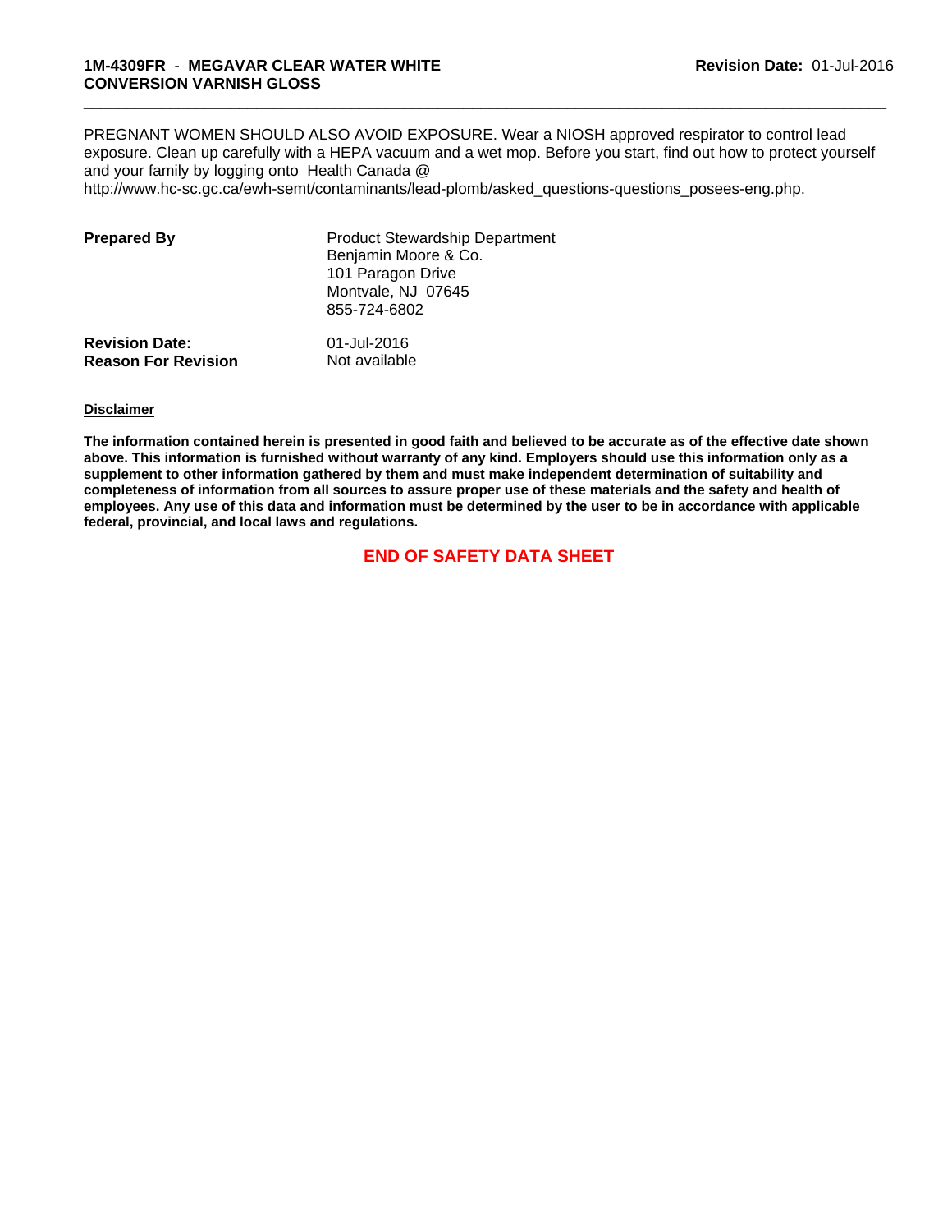PREGNANT WOMEN SHOULD ALSO AVOID EXPOSURE. Wear a NIOSH approved respirator to control lead exposure. Clean up carefully with a HEPA vacuum and a wet mop. Before you start, find out how to protect yourself and your family by logging onto Health Canada @ http://www.hc-sc.gc.ca/ewh-semt/contaminants/lead-plomb/asked_questions-questions_posees-eng.php.

| | |
|---|---|
| **Prepared By** | Product Stewardship Department<br>Benjamin Moore & Co.<br>101 Paragon Drive<br>Montvale, NJ 07645<br>855-724-6802 |
| **Revision Date:** | 01-Jul-2016 |
| **Reason For Revision** | Not available |

**Disclaimer**

**The information contained herein is presented in good faith and believed to be accurate as of the effective date shown above. This information is furnished without warranty of any kind. Employers should use this information only as a supplement to other information gathered by them and must make independent determination of suitability and completeness of information from all sources to assure proper use of these materials and the safety and health of employees. Any use of this data and information must be determined by the user to be in accordance with applicable federal, provincial, and local laws and regulations.**

**END OF SAFETY DATA SHEET**